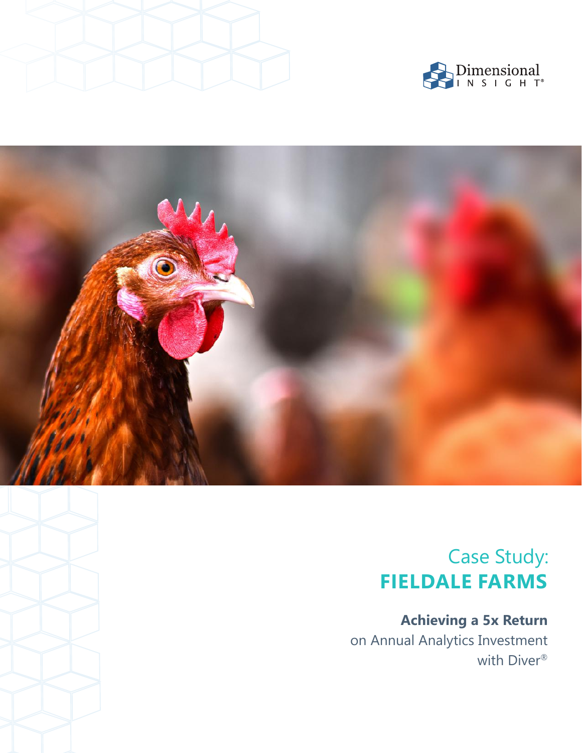Dimensional INSIGHT®

# Case Study: **FIELDALE FARMS**

**Achieving a 5x Return** on Annual Analytics Investment with Diver®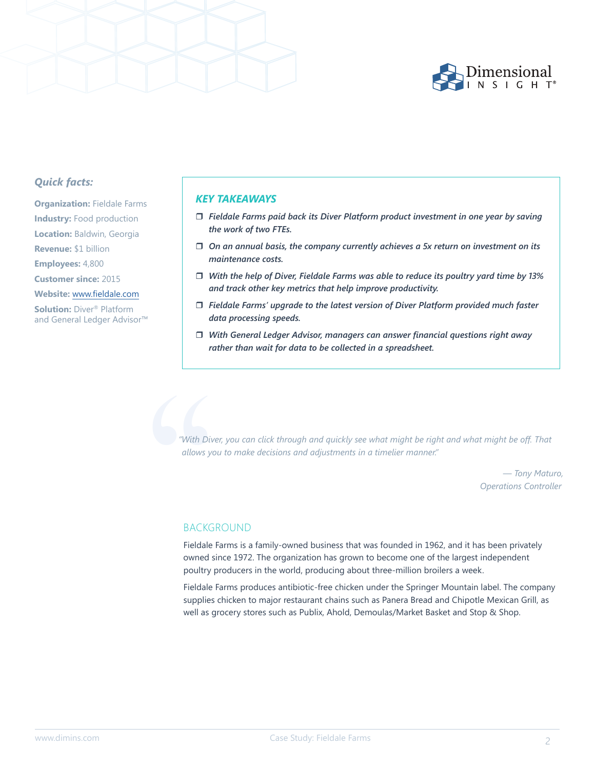*Quick facts:*

**Organization:** Fieldale Farms
**Industry:** Food production
**Location:** Baldwin, Georgia
**Revenue:** $1 billion
**Employees:** 4,800
**Customer since:** 2015
**Website:** www.fieldale.com
**Solution:** Diver® Platform and General Ledger Advisor™

### *KEY TAKEAWAYS*

- ***Fieldale Farms paid back its Diver Platform product investment in one year by saving the work of two FTEs.***
- ***On an annual basis, the company currently achieves a 5x return on investment on its maintenance costs.***
- ***With the help of Diver, Fieldale Farms was able to reduce its poultry yard time by 13% and track other key metrics that help improve productivity.***
- ***Fieldale Farms' upgrade to the latest version of Diver Platform provided much faster data processing speeds.***
- ***With General Ledger Advisor, managers can answer financial questions right away rather than wait for data to be collected in a spreadsheet.***

> *"With Diver, you can click through and quickly see what might be right and what might be off. That allows you to make decisions and adjustments in a timelier manner."*
>
> *— Tony Maturo, Operations Controller*

## BACKGROUND

Fieldale Farms is a family-owned business that was founded in 1962, and it has been privately owned since 1972. The organization has grown to become one of the largest independent poultry producers in the world, producing about three-million broilers a week.

Fieldale Farms produces antibiotic-free chicken under the Springer Mountain label. The company supplies chicken to major restaurant chains such as Panera Bread and Chipotle Mexican Grill, as well as grocery stores such as Publix, Ahold, Demoulas/Market Basket and Stop & Shop.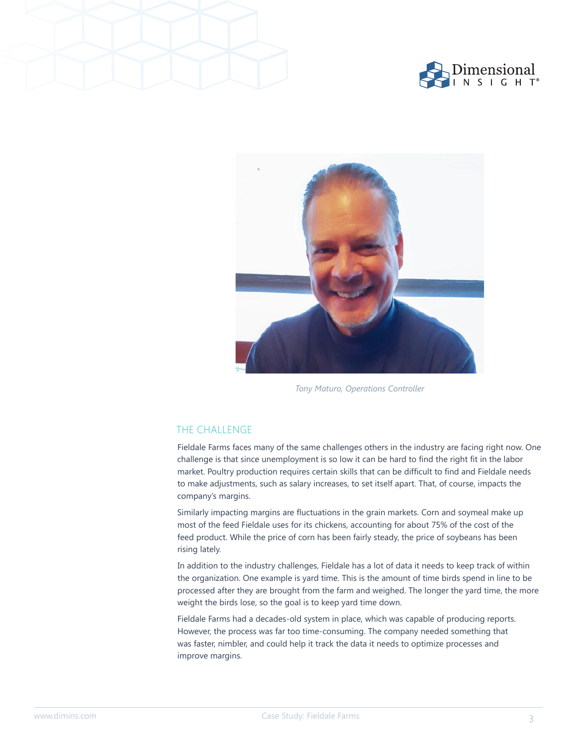*Tony Maturo, Operations Controller*

## THE CHALLENGE

Fieldale Farms faces many of the same challenges others in the industry are facing right now. One challenge is that since unemployment is so low it can be hard to find the right fit in the labor market. Poultry production requires certain skills that can be difficult to find and Fieldale needs to make adjustments, such as salary increases, to set itself apart. That, of course, impacts the company's margins.

Similarly impacting margins are fluctuations in the grain markets. Corn and soymeal make up most of the feed Fieldale uses for its chickens, accounting for about 75% of the cost of the feed product. While the price of corn has been fairly steady, the price of soybeans has been rising lately.

In addition to the industry challenges, Fieldale has a lot of data it needs to keep track of within the organization. One example is yard time. This is the amount of time birds spend in line to be processed after they are brought from the farm and weighed. The longer the yard time, the more weight the birds lose, so the goal is to keep yard time down.

Fieldale Farms had a decades-old system in place, which was capable of producing reports. However, the process was far too time-consuming. The company needed something that was faster, nimbler, and could help it track the data it needs to optimize processes and improve margins.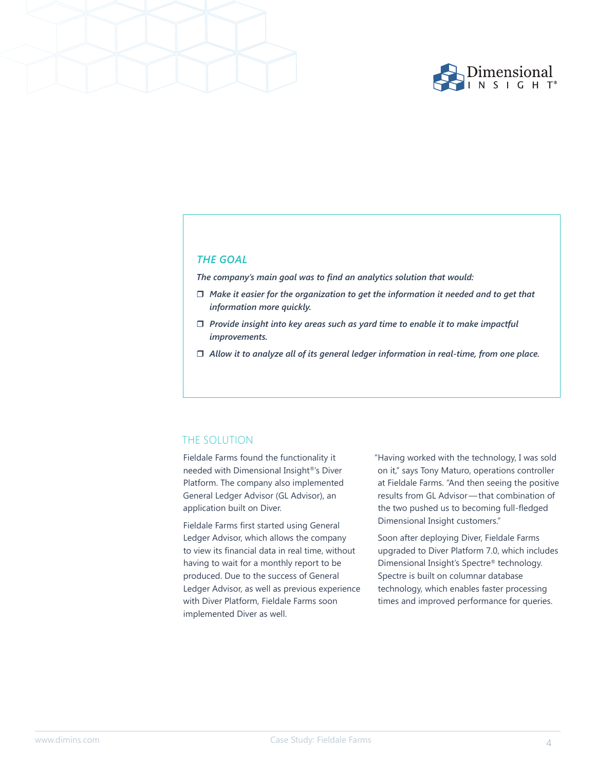## THE GOAL

***The company's main goal was to find an analytics solution that would:***

- ***Make it easier for the organization to get the information it needed and to get that information more quickly.***
- ***Provide insight into key areas such as yard time to enable it to make impactful improvements.***
- ***Allow it to analyze all of its general ledger information in real-time, from one place.***

## THE SOLUTION

Fieldale Farms found the functionality it needed with Dimensional Insight®'s Diver Platform. The company also implemented General Ledger Advisor (GL Advisor), an application built on Diver.

Fieldale Farms first started using General Ledger Advisor, which allows the company to view its financial data in real time, without having to wait for a monthly report to be produced. Due to the success of General Ledger Advisor, as well as previous experience with Diver Platform, Fieldale Farms soon implemented Diver as well.

"Having worked with the technology, I was sold on it," says Tony Maturo, operations controller at Fieldale Farms. "And then seeing the positive results from GL Advisor—that combination of the two pushed us to becoming full-fledged Dimensional Insight customers."

Soon after deploying Diver, Fieldale Farms upgraded to Diver Platform 7.0, which includes Dimensional Insight's Spectre® technology. Spectre is built on columnar database technology, which enables faster processing times and improved performance for queries.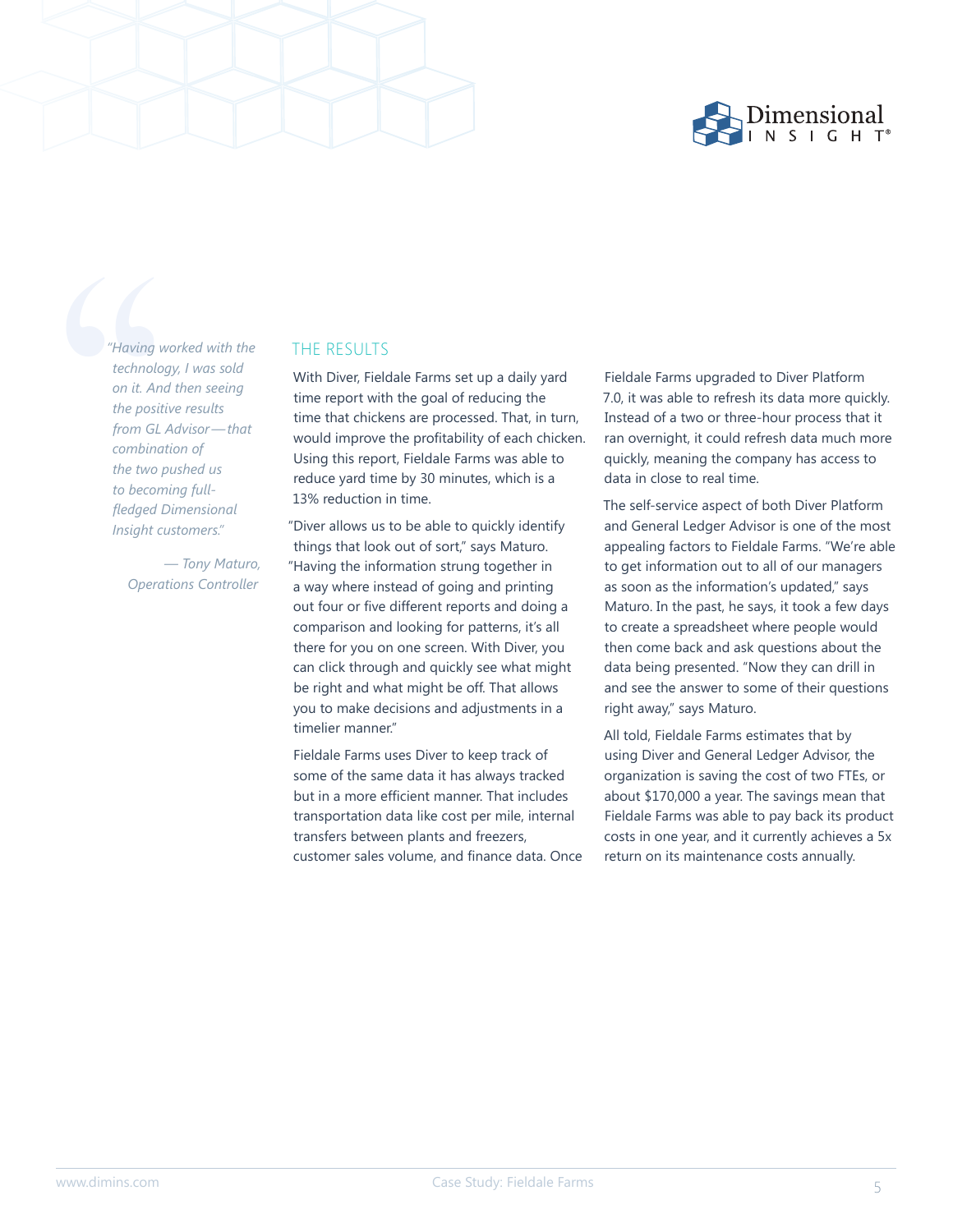> *"Having worked with the technology, I was sold on it. And then seeing the positive results from GL Advisor—that combination of the two pushed us to becoming full-fledged Dimensional Insight customers."*
>
> *— Tony Maturo, Operations Controller*

## THE RESULTS

With Diver, Fieldale Farms set up a daily yard time report with the goal of reducing the time that chickens are processed. That, in turn, would improve the profitability of each chicken. Using this report, Fieldale Farms was able to reduce yard time by 30 minutes, which is a 13% reduction in time.

"Diver allows us to be able to quickly identify things that look out of sort," says Maturo. "Having the information strung together in a way where instead of going and printing out four or five different reports and doing a comparison and looking for patterns, it's all there for you on one screen. With Diver, you can click through and quickly see what might be right and what might be off. That allows you to make decisions and adjustments in a timelier manner."

Fieldale Farms uses Diver to keep track of some of the same data it has always tracked but in a more efficient manner. That includes transportation data like cost per mile, internal transfers between plants and freezers, customer sales volume, and finance data. Once Fieldale Farms upgraded to Diver Platform 7.0, it was able to refresh its data more quickly. Instead of a two or three-hour process that it ran overnight, it could refresh data much more quickly, meaning the company has access to data in close to real time.

The self-service aspect of both Diver Platform and General Ledger Advisor is one of the most appealing factors to Fieldale Farms. "We're able to get information out to all of our managers as soon as the information's updated," says Maturo. In the past, he says, it took a few days to create a spreadsheet where people would then come back and ask questions about the data being presented. "Now they can drill in and see the answer to some of their questions right away," says Maturo.

All told, Fieldale Farms estimates that by using Diver and General Ledger Advisor, the organization is saving the cost of two FTEs, or about $170,000 a year. The savings mean that Fieldale Farms was able to pay back its product costs in one year, and it currently achieves a 5x return on its maintenance costs annually.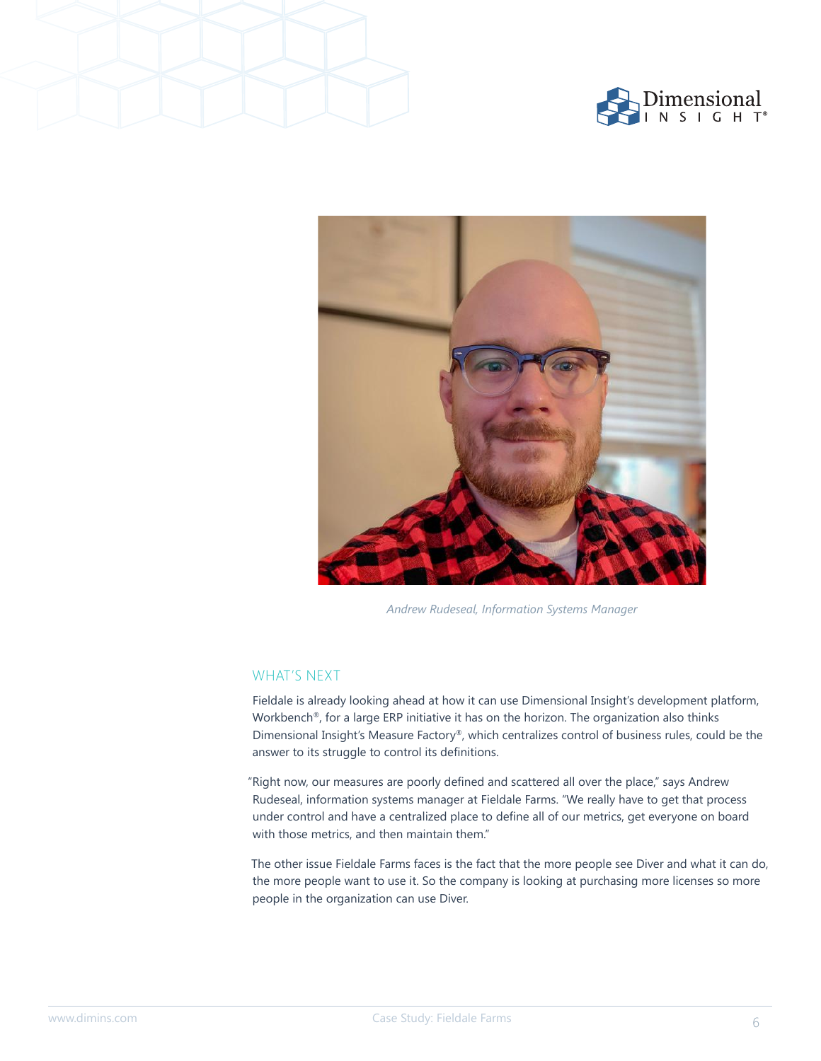*Andrew Rudeseal, Information Systems Manager*

## WHAT'S NEXT

Fieldale is already looking ahead at how it can use Dimensional Insight's development platform, Workbench®, for a large ERP initiative it has on the horizon. The organization also thinks Dimensional Insight's Measure Factory®, which centralizes control of business rules, could be the answer to its struggle to control its definitions.

"Right now, our measures are poorly defined and scattered all over the place," says Andrew Rudeseal, information systems manager at Fieldale Farms. "We really have to get that process under control and have a centralized place to define all of our metrics, get everyone on board with those metrics, and then maintain them."

The other issue Fieldale Farms faces is the fact that the more people see Diver and what it can do, the more people want to use it. So the company is looking at purchasing more licenses so more people in the organization can use Diver.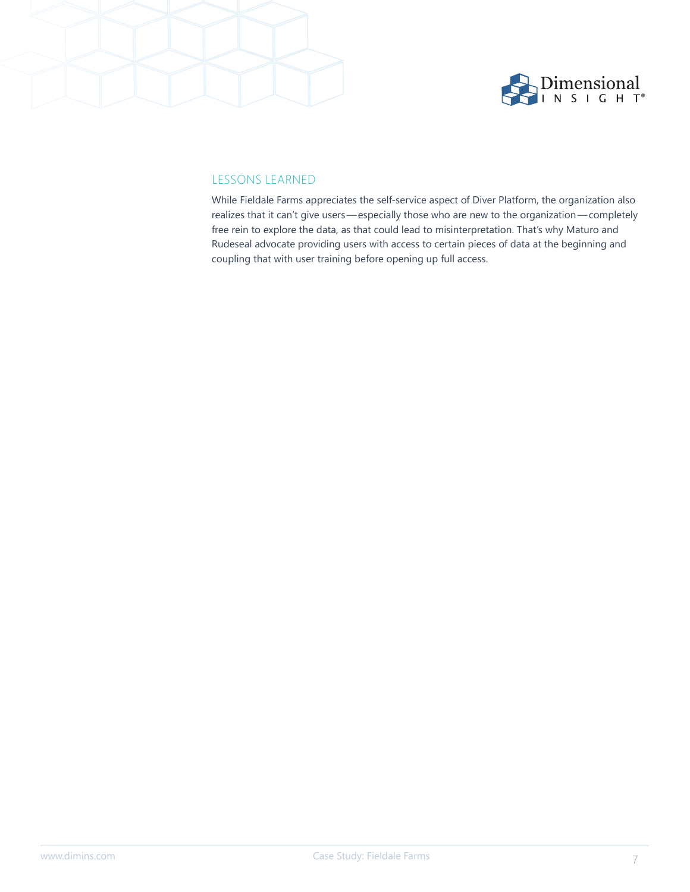## LESSONS LEARNED

While Fieldale Farms appreciates the self-service aspect of Diver Platform, the organization also realizes that it can't give users — especially those who are new to the organization — completely free rein to explore the data, as that could lead to misinterpretation. That's why Maturo and Rudeseal advocate providing users with access to certain pieces of data at the beginning and coupling that with user training before opening up full access.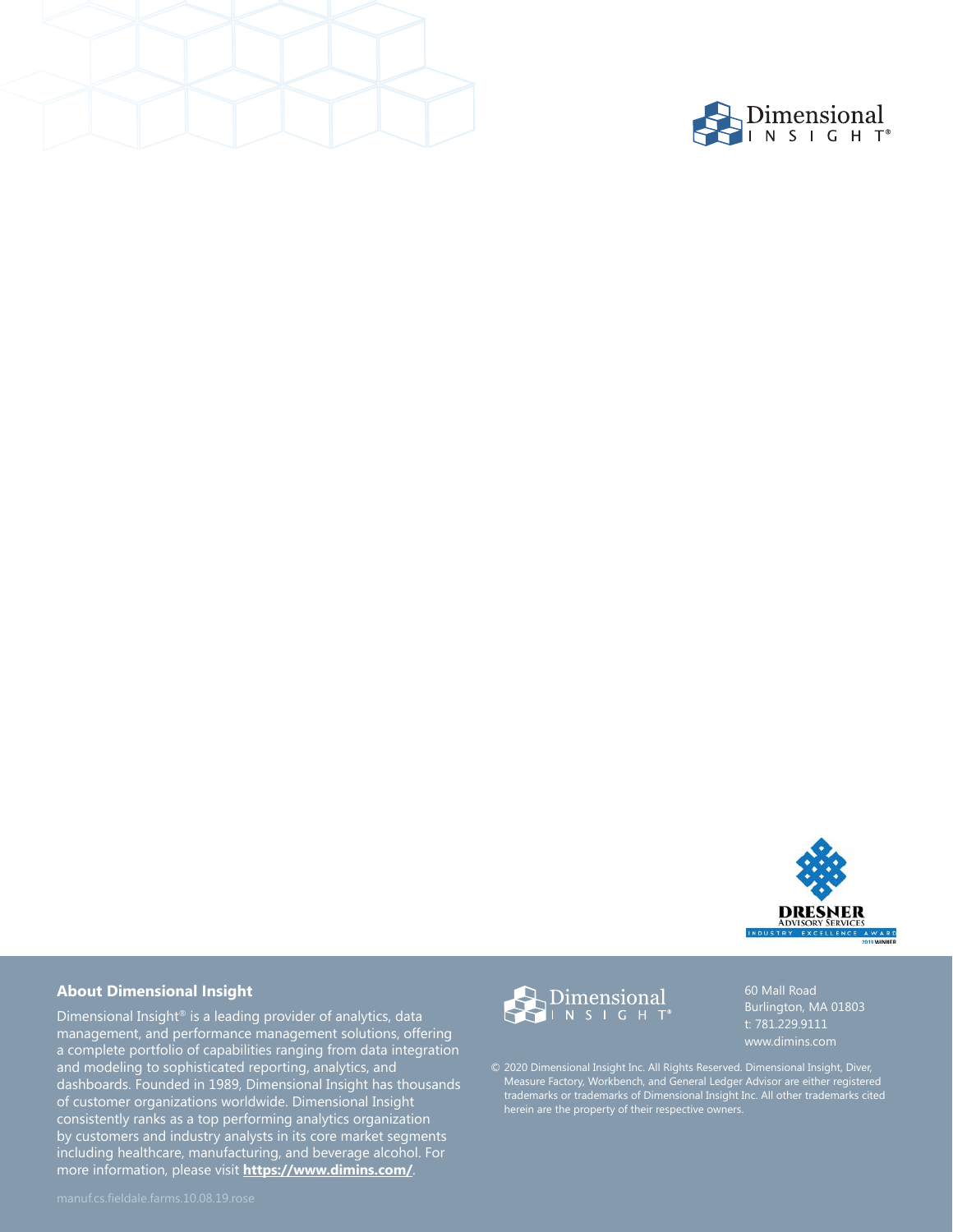Dimensional INSIGHT®

DRESNER ADVISORY SERVICES
INDUSTRY EXCELLENCE AWARD
2019 WINNER

### About Dimensional Insight

Dimensional Insight® is a leading provider of analytics, data management, and performance management solutions, offering a complete portfolio of capabilities ranging from data integration and modeling to sophisticated reporting, analytics, and dashboards. Founded in 1989, Dimensional Insight has thousands of customer organizations worldwide. Dimensional Insight consistently ranks as a top performing analytics organization by customers and industry analysts in its core market segments including healthcare, manufacturing, and beverage alcohol. For more information, please visit **https://www.dimins.com/**.

Dimensional INSIGHT®

60 Mall Road
Burlington, MA 01803
t: 781.229.9111
www.dimins.com

© 2020 Dimensional Insight Inc. All Rights Reserved. Dimensional Insight, Diver, Measure Factory, Workbench, and General Ledger Advisor are either registered trademarks or trademarks of Dimensional Insight Inc. All other trademarks cited herein are the property of their respective owners.

manuf.cs.fieldale.farms.10.08.19.rose